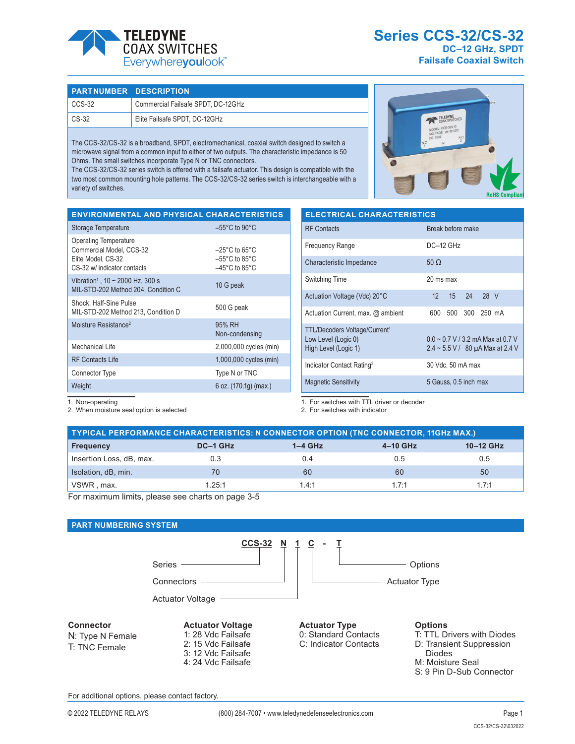# Series CCS-32/CS-32

## DC–12 GHz, SPDT
## Failsafe Coaxial Switch

| PART NUMBER | DESCRIPTION |
|---|---|
| CCS-32 | Commercial Failsafe SPDT, DC-12GHz |
| CS-32 | Elite Failsafe SPDT, DC-12GHz |

The CCS-32/CS-32 is a broadband, SPDT, electromechanical, coaxial switch designed to switch a microwave signal from a common input to either of two outputs. The characteristic impedance is 50 Ohms. The small switches incorporate Type N or TNC connectors.
The CCS-32/CS-32 series switch is offered with a failsafe actuator. This design is compatible with the two most common mounting hole patterns. The CCS-32/CS-32 series switch is interchangeable with a variety of switches.

## ENVIRONMENTAL AND PHYSICAL CHARACTERISTICS

| | |
|---|---|
| Storage Temperature | –55°C to 90°C |
| Operating Temperature<br>Commercial Model, CCS-32<br>Elite Model, CS-32<br>CS-32 w/ indicator contacts | <br>–25°C to 65°C<br>–55°C to 85°C<br>–45°C to 85°C |
| Vibration[1], 10 ~ 2000 Hz, 300 s<br>MIL-STD-202 Method 204, Condition C | 10 G peak |
| Shock, Half-Sine Pulse<br>MIL-STD-202 Method 213, Condition D | 500 G peak |
| Moisture Resistance[2] | 95% RH<br>Non-condensing |
| Mechanical Life | 2,000,000 cycles (min) |
| RF Contacts Life | 1,000,000 cycles (min) |
| Connector Type | Type N or TNC |
| Weight | 6 oz. (170.1g) (max.) |

1. Non-operating
2. When moisture seal option is selected

## ELECTRICAL CHARACTERISTICS

| | |
|---|---|
| RF Contacts | Break before make |
| Frequency Range | DC–12 GHz |
| Characteristic Impedance | 50 Ω |
| Switching Time | 20 ms max |
| Actuation Voltage (Vdc) 20°C | 12 15 24 28 V |
| Actuation Current, max. @ ambient | 600 500 300 250 mA |
| TTL/Decoders Voltage/Current[1]<br>Low Level (Logic 0)<br>High Level (Logic 1) | <br>0.0 ~ 0.7 V / 3.2 mA Max at 0.7 V<br>2.4 ~ 5.5 V / 80 µA Max at 2.4 V |
| Indicator Contact Rating[2] | 30 Vdc, 50 mA max |
| Magnetic Sensitivity | 5 Gauss, 0.5 inch max |

1. For switches with TTL driver or decoder
2. For switches with indicator

## TYPICAL PERFORMANCE CHARACTERISTICS: N CONNECTOR OPTION (TNC CONNECTOR, 11GHz MAX.)

| Frequency | DC–1 GHz | 1–4 GHz | 4–10 GHz | 10–12 GHz |
|---|---|---|---|---|
| Insertion Loss, dB, max. | 0.3 | 0.4 | 0.5 | 0.5 |
| Isolation, dB, min. | 70 | 60 | 60 | 50 |
| VSWR , max. | 1.25:1 | 1.4:1 | 1.7:1 | 1.7:1 |

For maximum limits, please see charts on page 3-5

## PART NUMBERING SYSTEM

**CCS-32 N 1 C - T**

- Series: CCS-32
- Connectors: N
- Actuator Voltage: 1
- Actuator Type: C
- Options: T

**Connector**
N: Type N Female
T: TNC Female

**Actuator Voltage**
1: 28 Vdc Failsafe
2: 15 Vdc Failsafe
3: 12 Vdc Failsafe
4: 24 Vdc Failsafe

**Actuator Type**
0: Standard Contacts
C: Indicator Contacts

**Options**
T: TTL Drivers with Diodes
D: Transient Suppression Diodes
M: Moisture Seal
S: 9 Pin D-Sub Connector

For additional options, please contact factory.

© 2022 TELEDYNE RELAYS (800) 284-7007 • www.teledynedefenseelectronics.com

CCS-32\CS-32\032022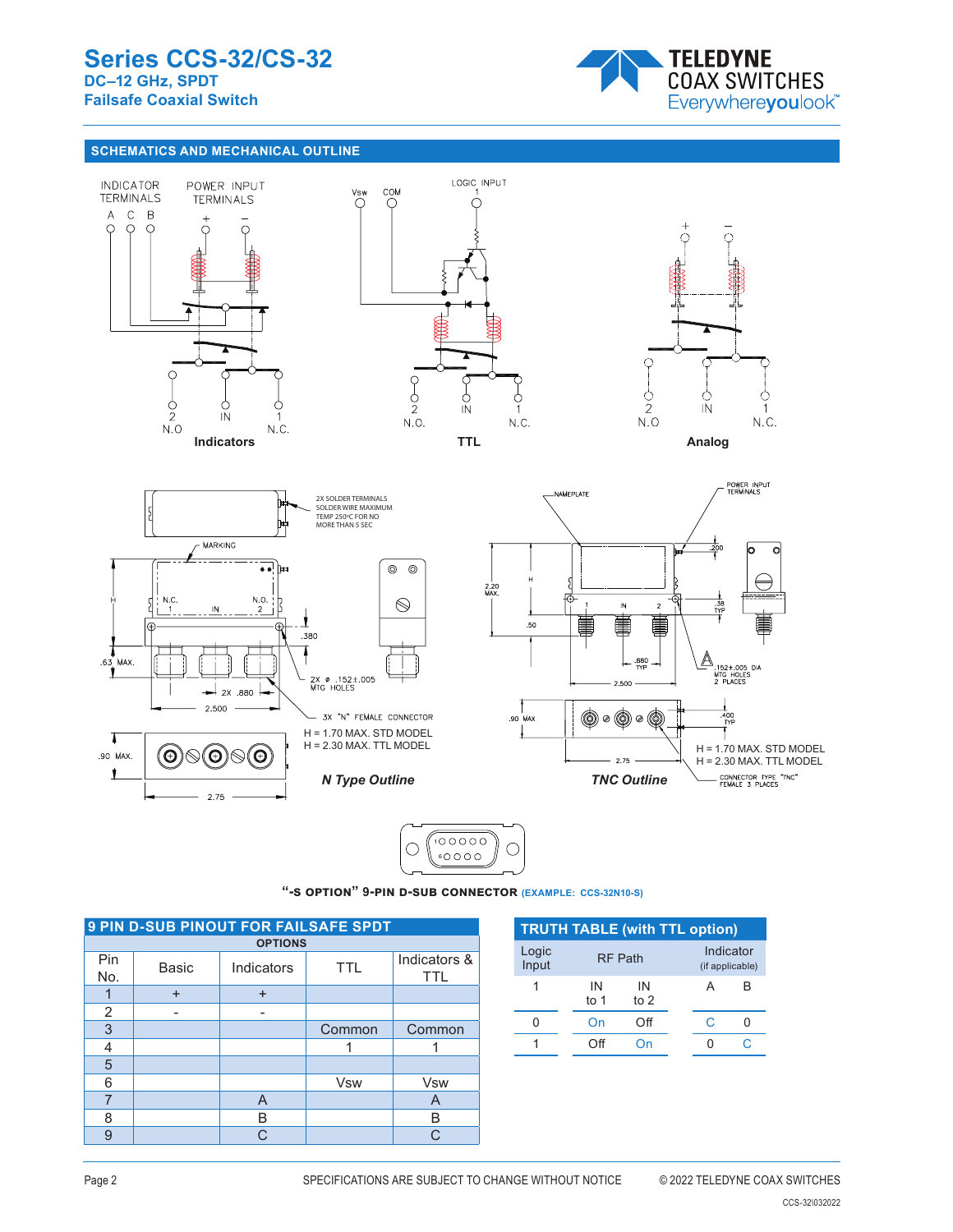## SCHEMATICS AND MECHANICAL OUTLINE

INDICATOR TERMINALS A C B — POWER INPUT TERMINALS + –

2 N.O — IN — 1 N.C.

**Indicators**

Vsw — COM — LOGIC INPUT 1

2 N.O. — IN — 1 N.C.

**TTL**

+ –

2 N.O — IN — 1 N.C.

**Analog**

2X SOLDER TERMINALS SOLDER WIRE MAXIMUM TEMP 250°C FOR NO MORE THAN 5 SEC

MARKING

N.C. 1 — IN — N.O. 2

H — .380 — .63 MAX. — 2X ⌀ .152±.005 MTG HOLES — 2X .880 — 2.500

3X "N" FEMALE CONNECTOR

H = 1.70 MAX. STD MODEL
H = 2.30 MAX. TTL MODEL

.90 MAX. — 2.75

*N Type Outline*

NAMEPLATE — POWER INPUT TERMINALS

2.20 MAX. — H — .200 — .38 TYP — .50 — 1 — IN — 2 — .880 TYP — 2.500 — .152±.005 DIA MTG HOLES 2 PLACES

.90 MAX — .400 TYP — 2.75

H = 1.70 MAX. STD MODEL
H = 2.30 MAX. TTL MODEL

CONNECTOR TYPE "TNC" FEMALE 3 PLACES

*TNC Outline*

**"-S OPTION" 9-PIN D-SUB CONNECTOR** (EXAMPLE: CCS-32N10-S)

### 9 PIN D-SUB PINOUT FOR FAILSAFE SPDT

| Pin No. | OPTIONS | | | |
|---|---|---|---|---|
| | Basic | Indicators | TTL | Indicators & TTL |
| 1 | + | + | | |
| 2 | - | - | | |
| 3 | | | Common | Common |
| 4 | | | 1 | 1 |
| 5 | | | | |
| 6 | | | Vsw | Vsw |
| 7 | | A | | A |
| 8 | | B | | B |
| 9 | | C | | C |

### TRUTH TABLE (with TTL option)

| Logic Input | RF Path | | Indicator (if applicable) | |
|---|---|---|---|---|
| 1 | IN to 1 | IN to 2 | A | B |
| 0 | On | Off | C | 0 |
| 1 | Off | On | 0 | C |

SPECIFICATIONS ARE SUBJECT TO CHANGE WITHOUT NOTICE

© 2022 TELEDYNE COAX SWITCHES

CCS-32\032022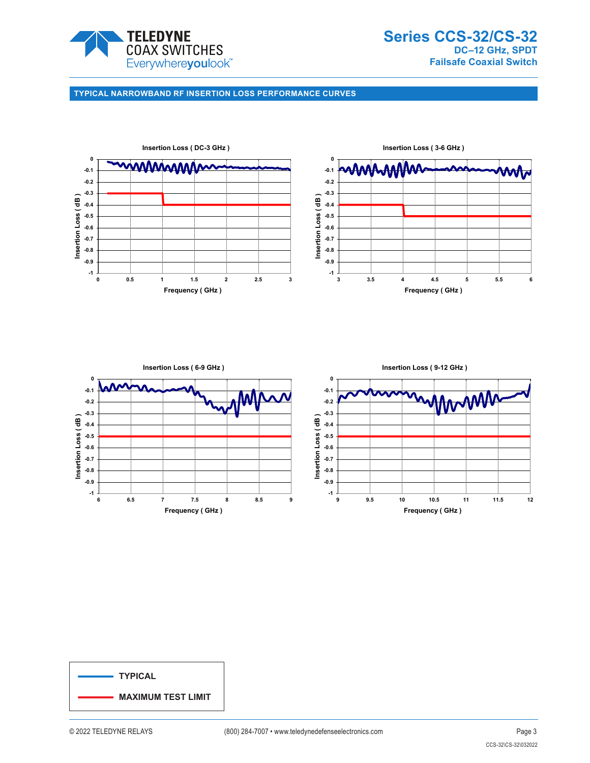## TYPICAL NARROWBAND RF INSERTION LOSS PERFORMANCE CURVES

**Insertion Loss ( DC-3 GHz )**

Insertion Loss ( dB ) vs. Frequency ( GHz )

**Insertion Loss ( 3-6 GHz )**

Insertion Loss ( dB ) vs. Frequency ( GHz )

**Insertion Loss ( 6-9 GHz )**

Insertion Loss ( dB ) vs. Frequency ( GHz )

**Insertion Loss ( 9-12 GHz )**

Insertion Loss ( dB ) vs. Frequency ( GHz )

| Legend |
|---|
| TYPICAL |
| MAXIMUM TEST LIMIT |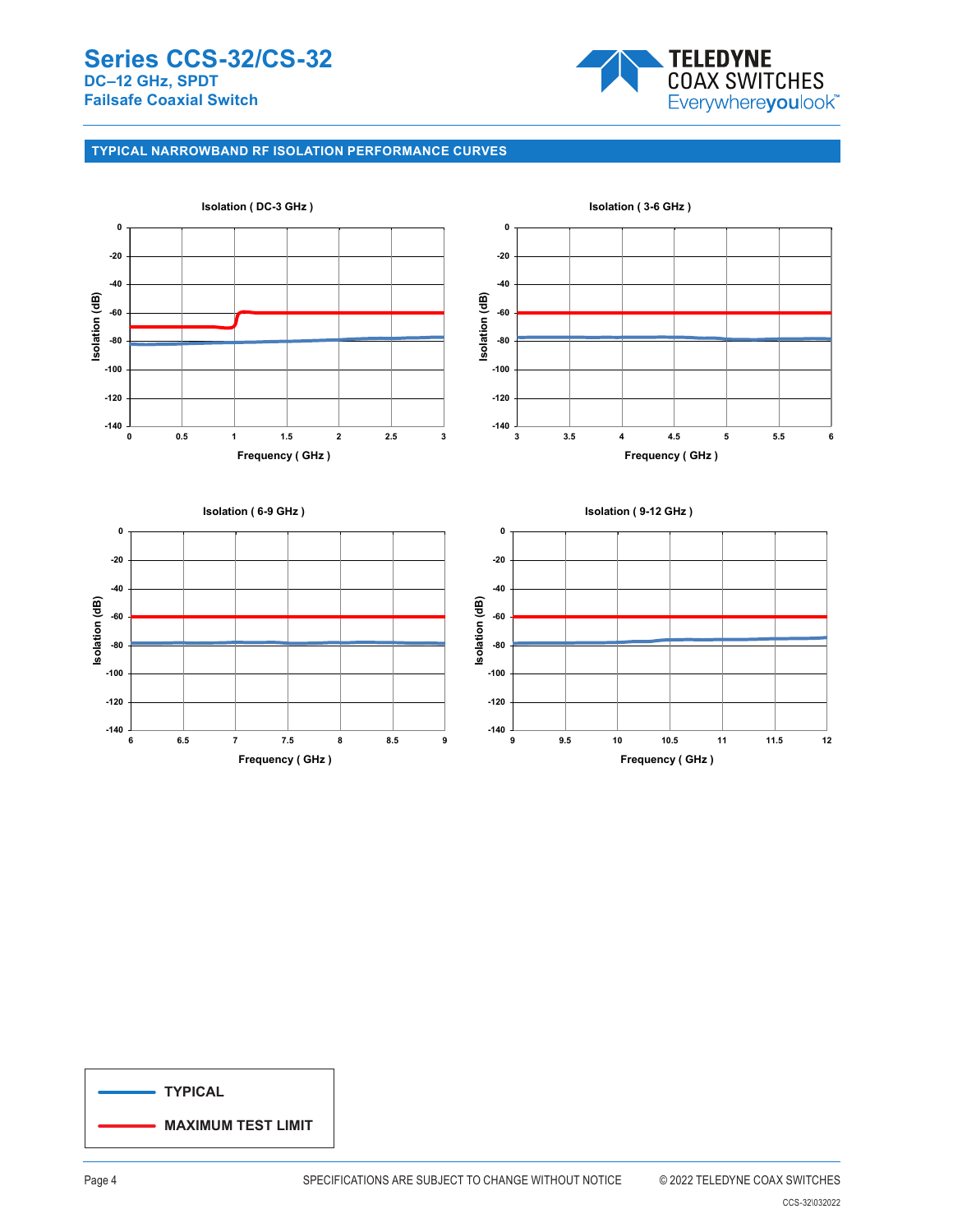## TYPICAL NARROWBAND RF ISOLATION PERFORMANCE CURVES

Isolation ( DC-3 GHz )

Isolation (dB): 0, -20, -40, -60, -80, -100, -120, -140

Frequency ( GHz ): 0, 0.5, 1, 1.5, 2, 2.5, 3

Isolation ( 3-6 GHz )

Isolation (dB): 0, -20, -40, -60, -80, -100, -120, -140

Frequency ( GHz ): 3, 3.5, 4, 4.5, 5, 5.5, 6

Isolation ( 6-9 GHz )

Isolation (dB): 0, -20, -40, -60, -80, -100, -120, -140

Frequency ( GHz ): 6, 6.5, 7, 7.5, 8, 8.5, 9

Isolation ( 9-12 GHz )

Isolation (dB): 0, -20, -40, -60, -80, -100, -120, -140

Frequency ( GHz ): 9, 9.5, 10, 10.5, 11, 11.5, 12

**TYPICAL**

**MAXIMUM TEST LIMIT**

SPECIFICATIONS ARE SUBJECT TO CHANGE WITHOUT NOTICE

© 2022 TELEDYNE COAX SWITCHES

CCS-32\032022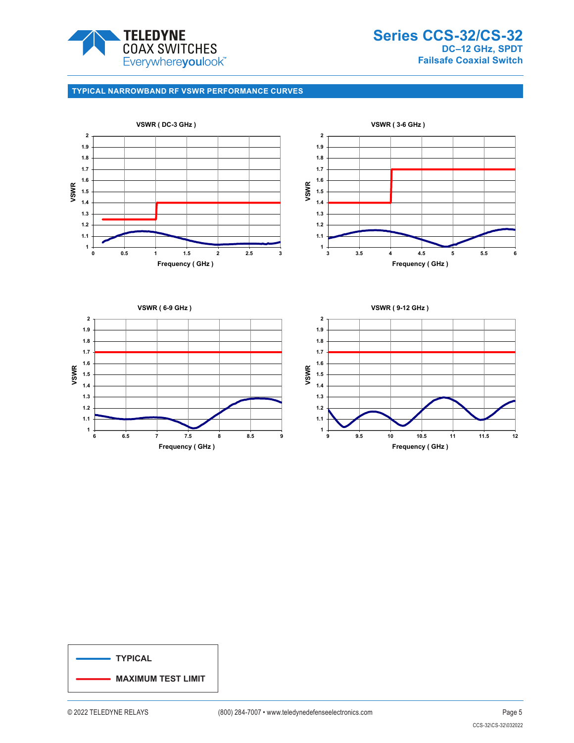## TYPICAL NARROWBAND RF VSWR PERFORMANCE CURVES

VSWR ( DC-3 GHz )

VSWR

Frequency ( GHz )

VSWR ( 3-6 GHz )

VSWR

Frequency ( GHz )

VSWR ( 6-9 GHz )

VSWR

Frequency ( GHz )

VSWR ( 9-12 GHz )

VSWR

Frequency ( GHz )

**TYPICAL**

**MAXIMUM TEST LIMIT**

© 2022 TELEDYNE RELAYS (800) 284-7007 • www.teledynedefenseelectronics.com

CCS-32\CS-32\032022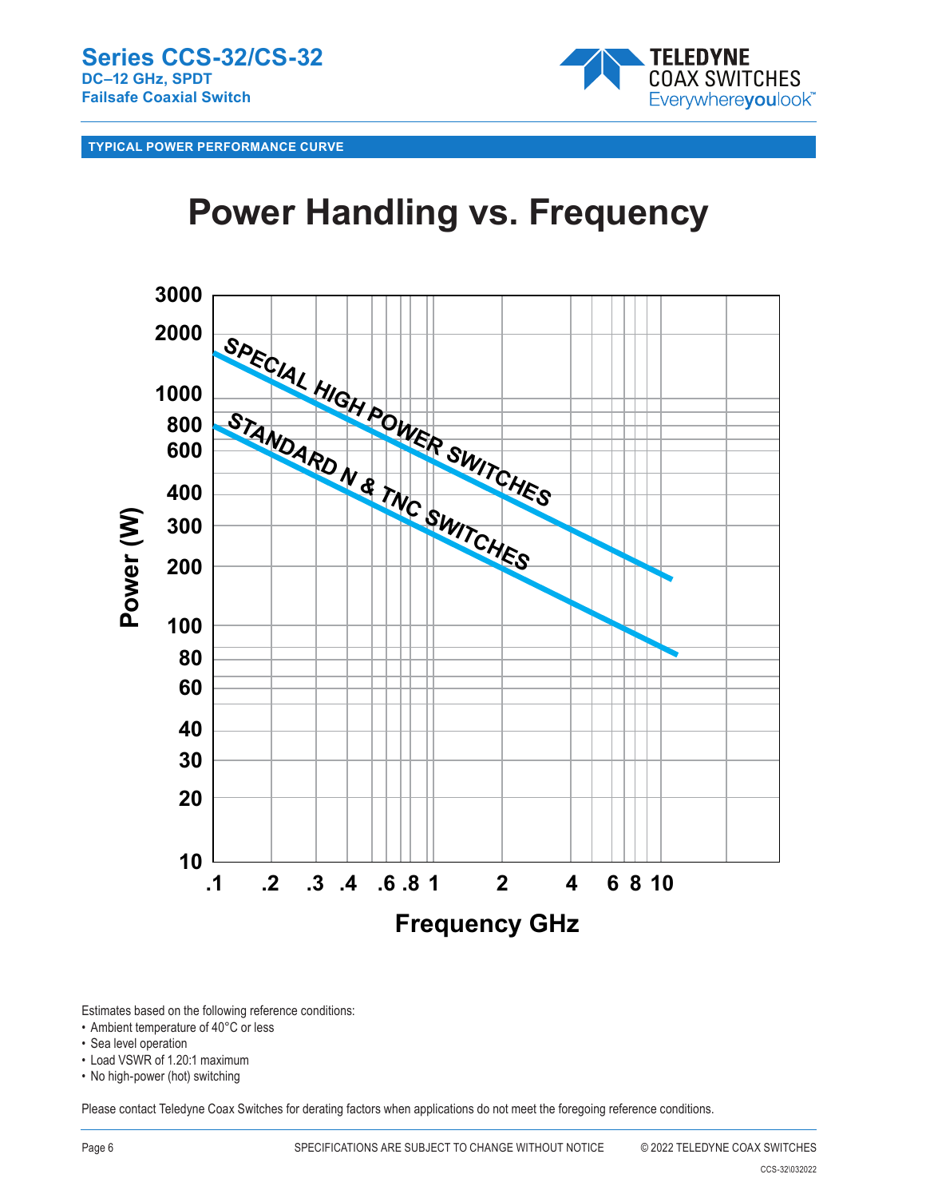## TYPICAL POWER PERFORMANCE CURVE

# Power Handling vs. Frequency

Estimates based on the following reference conditions:

- Ambient temperature of 40°C or less
- Sea level operation
- Load VSWR of 1.20:1 maximum
- No high-power (hot) switching

Please contact Teledyne Coax Switches for derating factors when applications do not meet the foregoing reference conditions.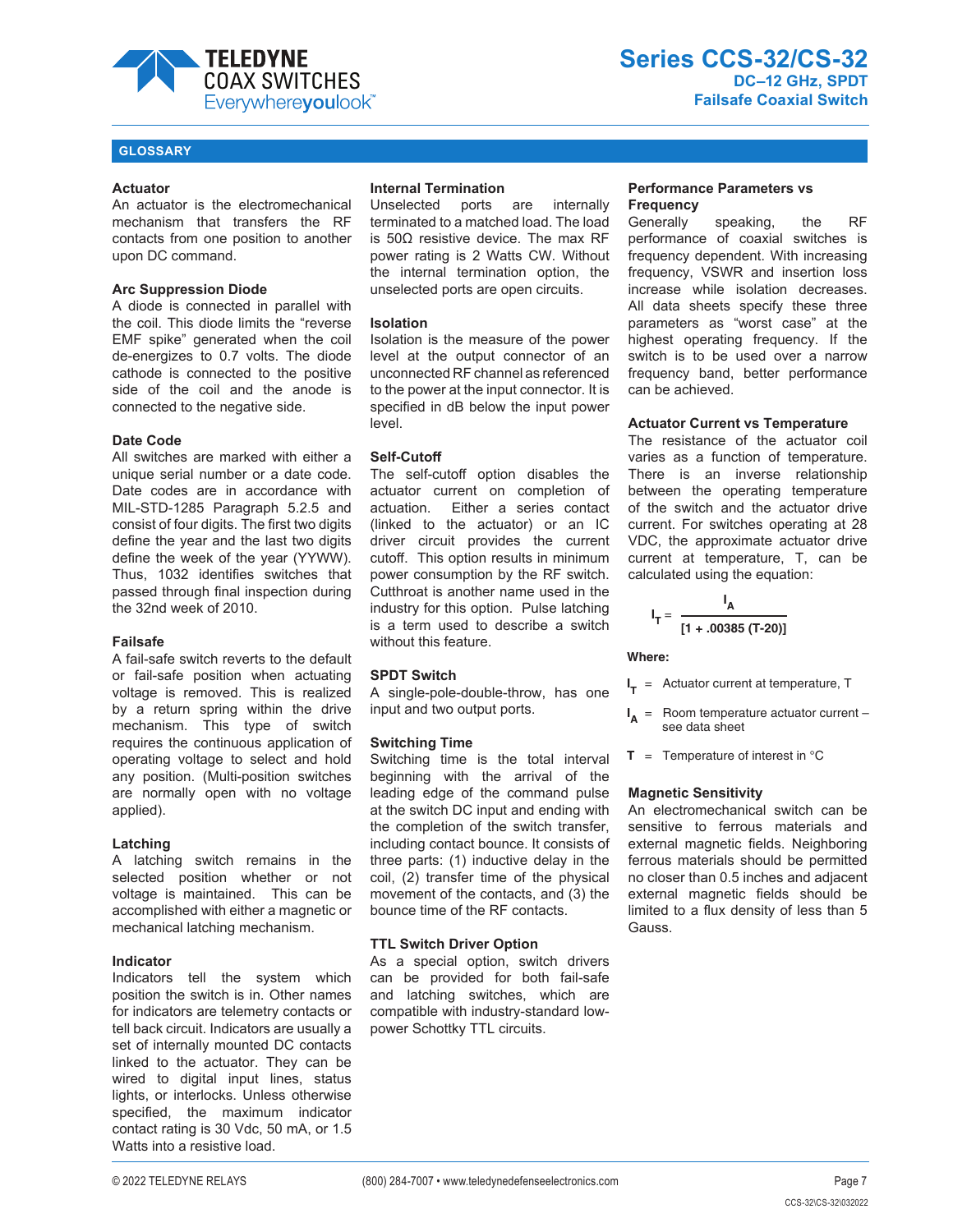## GLOSSARY

**Actuator**
An actuator is the electromechanical mechanism that transfers the RF contacts from one position to another upon DC command.

**Arc Suppression Diode**
A diode is connected in parallel with the coil. This diode limits the "reverse EMF spike" generated when the coil de-energizes to 0.7 volts. The diode cathode is connected to the positive side of the coil and the anode is connected to the negative side.

**Date Code**
All switches are marked with either a unique serial number or a date code. Date codes are in accordance with MIL-STD-1285 Paragraph 5.2.5 and consist of four digits. The first two digits define the year and the last two digits define the week of the year (YYWW). Thus, 1032 identifies switches that passed through final inspection during the 32nd week of 2010.

**Failsafe**
A fail-safe switch reverts to the default or fail-safe position when actuating voltage is removed. This is realized by a return spring within the drive mechanism. This type of switch requires the continuous application of operating voltage to select and hold any position. (Multi-position switches are normally open with no voltage applied).

**Latching**
A latching switch remains in the selected position whether or not voltage is maintained. This can be accomplished with either a magnetic or mechanical latching mechanism.

**Indicator**
Indicators tell the system which position the switch is in. Other names for indicators are telemetry contacts or tell back circuit. Indicators are usually a set of internally mounted DC contacts linked to the actuator. They can be wired to digital input lines, status lights, or interlocks. Unless otherwise specified, the maximum indicator contact rating is 30 Vdc, 50 mA, or 1.5 Watts into a resistive load.

**Internal Termination**
Unselected ports are internally terminated to a matched load. The load is 50Ω resistive device. The max RF power rating is 2 Watts CW. Without the internal termination option, the unselected ports are open circuits.

**Isolation**
Isolation is the measure of the power level at the output connector of an unconnected RF channel as referenced to the power at the input connector. It is specified in dB below the input power level.

**Self-Cutoff**
The self-cutoff option disables the actuator current on completion of actuation. Either a series contact (linked to the actuator) or an IC driver circuit provides the current cutoff. This option results in minimum power consumption by the RF switch. Cutthroat is another name used in the industry for this option. Pulse latching is a term used to describe a switch without this feature.

**SPDT Switch**
A single-pole-double-throw, has one input and two output ports.

**Switching Time**
Switching time is the total interval beginning with the arrival of the leading edge of the command pulse at the switch DC input and ending with the completion of the switch transfer, including contact bounce. It consists of three parts: (1) inductive delay in the coil, (2) transfer time of the physical movement of the contacts, and (3) the bounce time of the RF contacts.

**TTL Switch Driver Option**
As a special option, switch drivers can be provided for both fail-safe and latching switches, which are compatible with industry-standard low-power Schottky TTL circuits.

**Performance Parameters vs Frequency**
Generally speaking, the RF performance of coaxial switches is frequency dependent. With increasing frequency, VSWR and insertion loss increase while isolation decreases. All data sheets specify these three parameters as "worst case" at the highest operating frequency. If the switch is to be used over a narrow frequency band, better performance can be achieved.

**Actuator Current vs Temperature**
The resistance of the actuator coil varies as a function of temperature. There is an inverse relationship between the operating temperature of the switch and the actuator drive current. For switches operating at 28 VDC, the approximate actuator drive current at temperature, T, can be calculated using the equation:

$$I_T = \frac{I_A}{[1 + .00385\,(T-20)]}$$

**Where:**

$I_T$ = Actuator current at temperature, T

$I_A$ = Room temperature actuator current – see data sheet

$T$ = Temperature of interest in °C

**Magnetic Sensitivity**
An electromechanical switch can be sensitive to ferrous materials and external magnetic fields. Neighboring ferrous materials should be permitted no closer than 0.5 inches and adjacent external magnetic fields should be limited to a flux density of less than 5 Gauss.